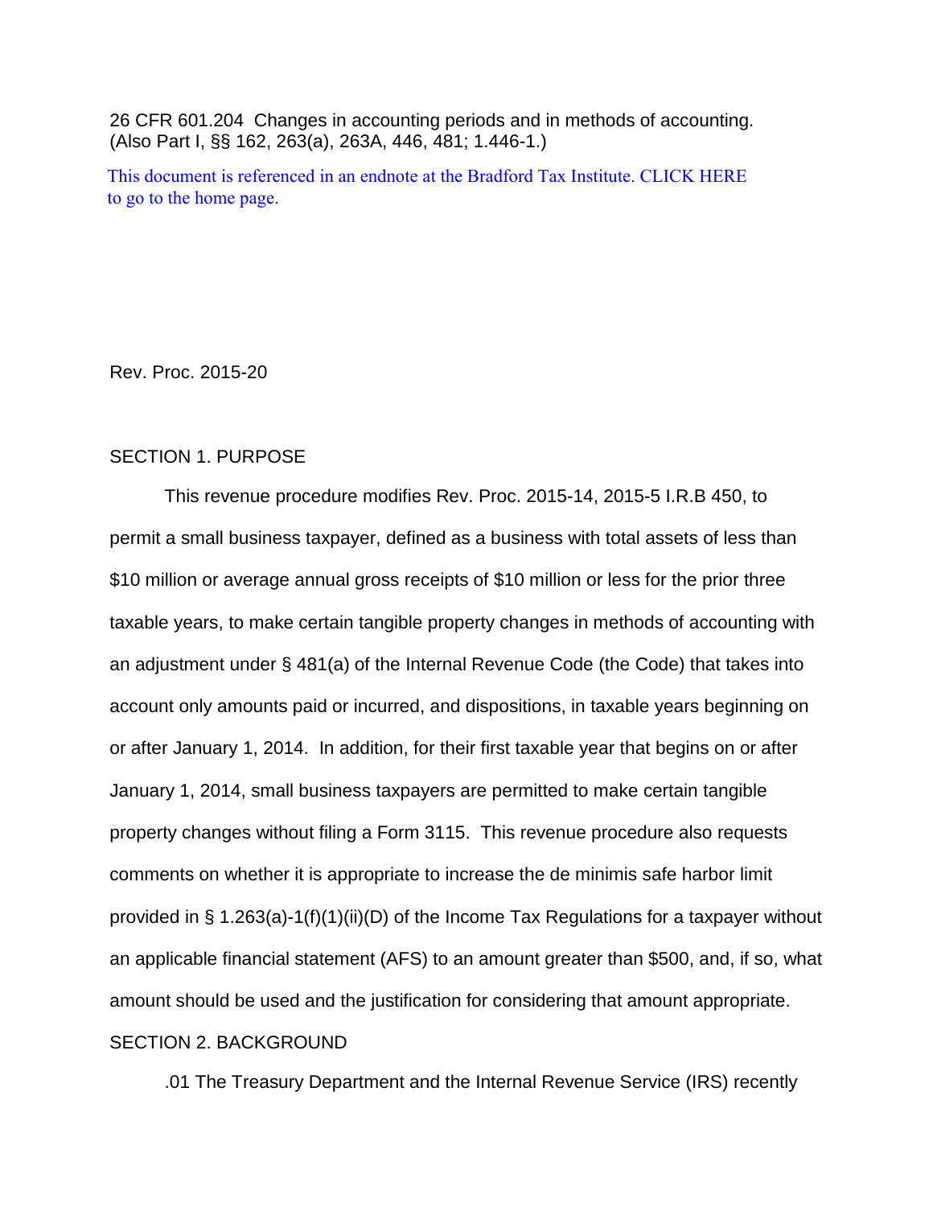26 CFR 601.204 Changes in accounting periods and in methods of accounting.
(Also Part I, §§ 162, 263(a), 263A, 446, 481; 1.446-1.)

This document is referenced in an endnote at the Bradford Tax Institute. CLICK HERE to go to the home page.

Rev. Proc. 2015-20

SECTION 1. PURPOSE

This revenue procedure modifies Rev. Proc. 2015-14, 2015-5 I.R.B 450, to permit a small business taxpayer, defined as a business with total assets of less than $10 million or average annual gross receipts of $10 million or less for the prior three taxable years, to make certain tangible property changes in methods of accounting with an adjustment under § 481(a) of the Internal Revenue Code (the Code) that takes into account only amounts paid or incurred, and dispositions, in taxable years beginning on or after January 1, 2014. In addition, for their first taxable year that begins on or after January 1, 2014, small business taxpayers are permitted to make certain tangible property changes without filing a Form 3115. This revenue procedure also requests comments on whether it is appropriate to increase the de minimis safe harbor limit provided in § 1.263(a)-1(f)(1)(ii)(D) of the Income Tax Regulations for a taxpayer without an applicable financial statement (AFS) to an amount greater than $500, and, if so, what amount should be used and the justification for considering that amount appropriate.

SECTION 2. BACKGROUND

.01 The Treasury Department and the Internal Revenue Service (IRS) recently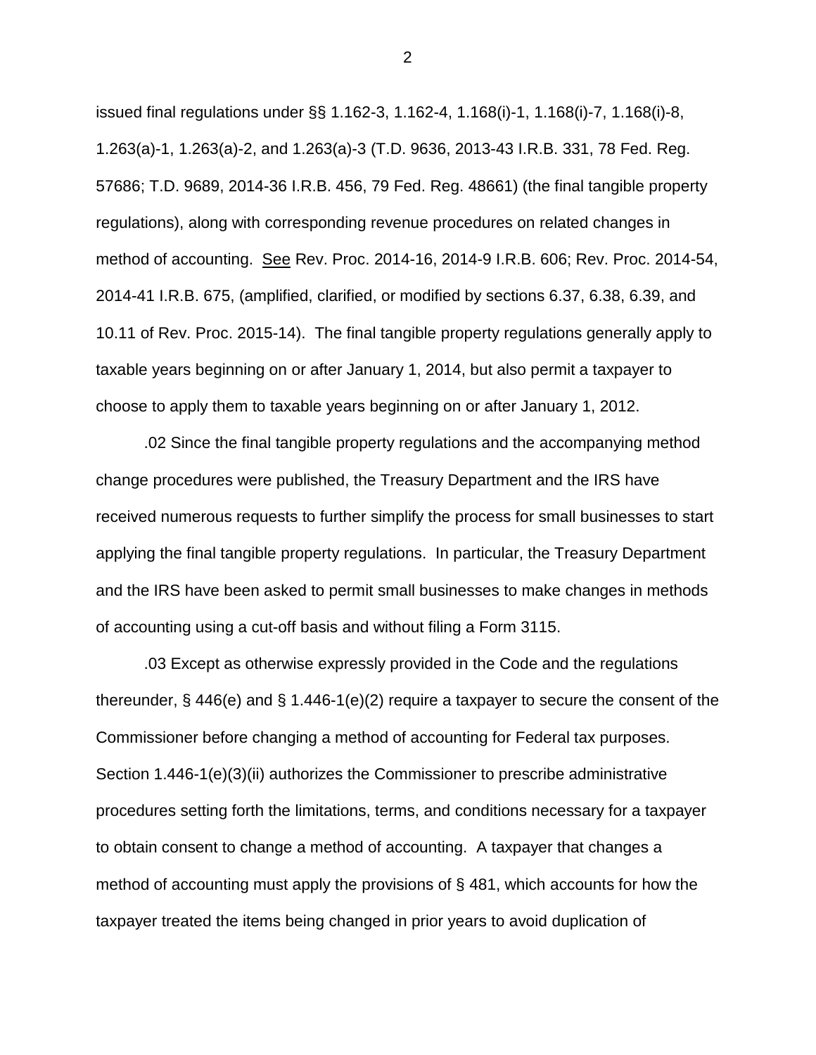issued final regulations under §§ 1.162-3, 1.162-4, 1.168(i)-1, 1.168(i)-7, 1.168(i)-8, 1.263(a)-1, 1.263(a)-2, and 1.263(a)-3 (T.D. 9636, 2013-43 I.R.B. 331, 78 Fed. Reg. 57686; T.D. 9689, 2014-36 I.R.B. 456, 79 Fed. Reg. 48661) (the final tangible property regulations), along with corresponding revenue procedures on related changes in method of accounting. See Rev. Proc. 2014-16, 2014-9 I.R.B. 606; Rev. Proc. 2014-54, 2014-41 I.R.B. 675, (amplified, clarified, or modified by sections 6.37, 6.38, 6.39, and 10.11 of Rev. Proc. 2015-14). The final tangible property regulations generally apply to taxable years beginning on or after January 1, 2014, but also permit a taxpayer to choose to apply them to taxable years beginning on or after January 1, 2012.

.02 Since the final tangible property regulations and the accompanying method change procedures were published, the Treasury Department and the IRS have received numerous requests to further simplify the process for small businesses to start applying the final tangible property regulations. In particular, the Treasury Department and the IRS have been asked to permit small businesses to make changes in methods of accounting using a cut-off basis and without filing a Form 3115.

.03 Except as otherwise expressly provided in the Code and the regulations thereunder, § 446(e) and § 1.446-1(e)(2) require a taxpayer to secure the consent of the Commissioner before changing a method of accounting for Federal tax purposes. Section 1.446-1(e)(3)(ii) authorizes the Commissioner to prescribe administrative procedures setting forth the limitations, terms, and conditions necessary for a taxpayer to obtain consent to change a method of accounting. A taxpayer that changes a method of accounting must apply the provisions of § 481, which accounts for how the taxpayer treated the items being changed in prior years to avoid duplication of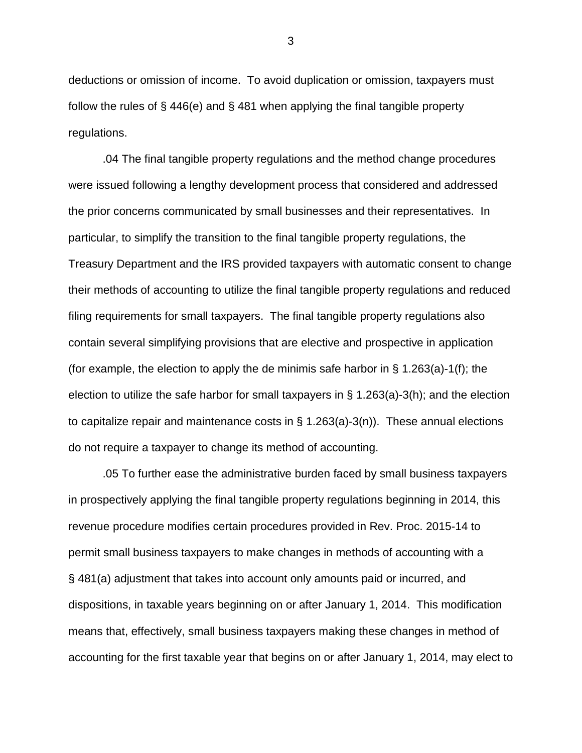deductions or omission of income. To avoid duplication or omission, taxpayers must follow the rules of § 446(e) and § 481 when applying the final tangible property regulations.

.04 The final tangible property regulations and the method change procedures were issued following a lengthy development process that considered and addressed the prior concerns communicated by small businesses and their representatives. In particular, to simplify the transition to the final tangible property regulations, the Treasury Department and the IRS provided taxpayers with automatic consent to change their methods of accounting to utilize the final tangible property regulations and reduced filing requirements for small taxpayers. The final tangible property regulations also contain several simplifying provisions that are elective and prospective in application (for example, the election to apply the de minimis safe harbor in § 1.263(a)-1(f); the election to utilize the safe harbor for small taxpayers in § 1.263(a)-3(h); and the election to capitalize repair and maintenance costs in § 1.263(a)-3(n)). These annual elections do not require a taxpayer to change its method of accounting.

.05 To further ease the administrative burden faced by small business taxpayers in prospectively applying the final tangible property regulations beginning in 2014, this revenue procedure modifies certain procedures provided in Rev. Proc. 2015-14 to permit small business taxpayers to make changes in methods of accounting with a § 481(a) adjustment that takes into account only amounts paid or incurred, and dispositions, in taxable years beginning on or after January 1, 2014. This modification means that, effectively, small business taxpayers making these changes in method of accounting for the first taxable year that begins on or after January 1, 2014, may elect to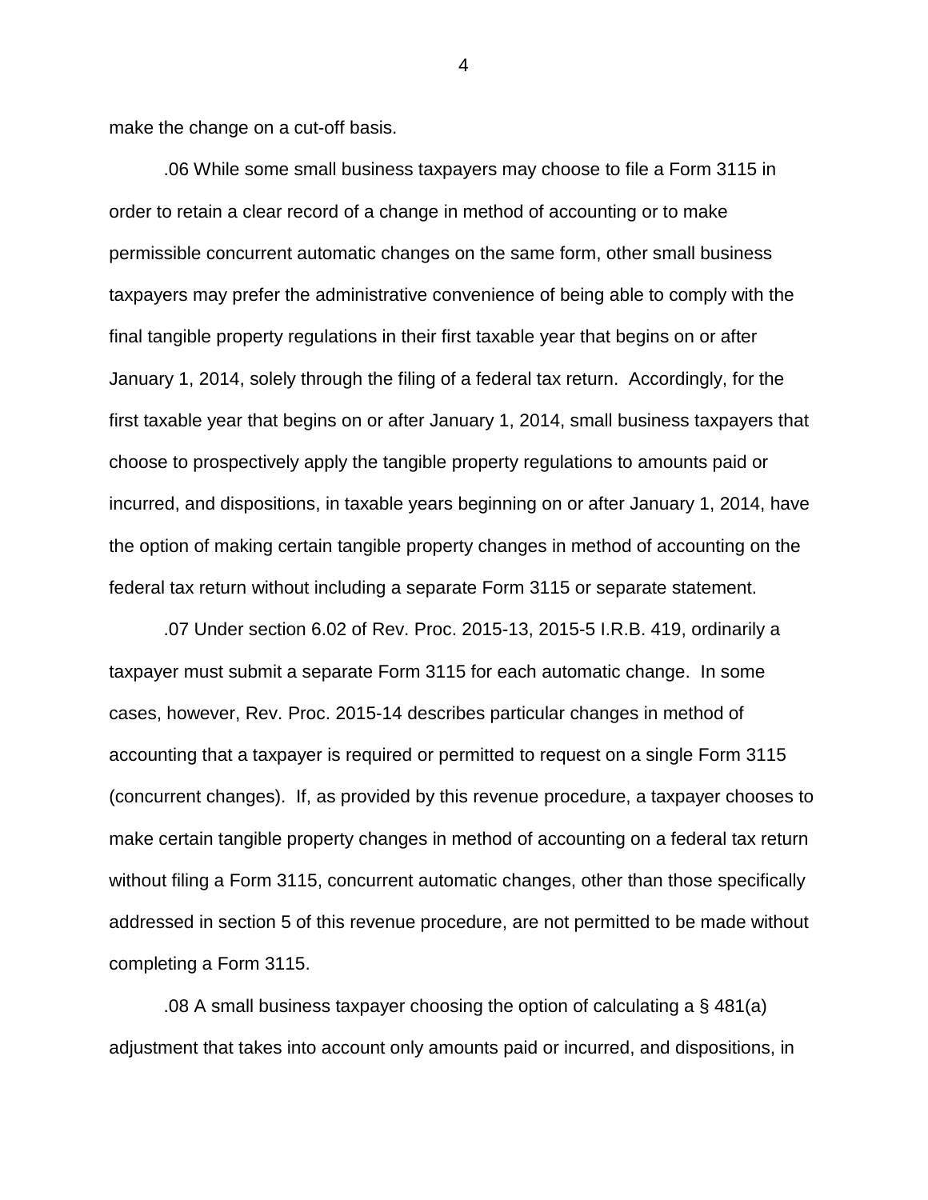make the change on a cut-off basis.

.06 While some small business taxpayers may choose to file a Form 3115 in order to retain a clear record of a change in method of accounting or to make permissible concurrent automatic changes on the same form, other small business taxpayers may prefer the administrative convenience of being able to comply with the final tangible property regulations in their first taxable year that begins on or after January 1, 2014, solely through the filing of a federal tax return. Accordingly, for the first taxable year that begins on or after January 1, 2014, small business taxpayers that choose to prospectively apply the tangible property regulations to amounts paid or incurred, and dispositions, in taxable years beginning on or after January 1, 2014, have the option of making certain tangible property changes in method of accounting on the federal tax return without including a separate Form 3115 or separate statement.

.07 Under section 6.02 of Rev. Proc. 2015-13, 2015-5 I.R.B. 419, ordinarily a taxpayer must submit a separate Form 3115 for each automatic change. In some cases, however, Rev. Proc. 2015-14 describes particular changes in method of accounting that a taxpayer is required or permitted to request on a single Form 3115 (concurrent changes). If, as provided by this revenue procedure, a taxpayer chooses to make certain tangible property changes in method of accounting on a federal tax return without filing a Form 3115, concurrent automatic changes, other than those specifically addressed in section 5 of this revenue procedure, are not permitted to be made without completing a Form 3115.

.08 A small business taxpayer choosing the option of calculating a § 481(a) adjustment that takes into account only amounts paid or incurred, and dispositions, in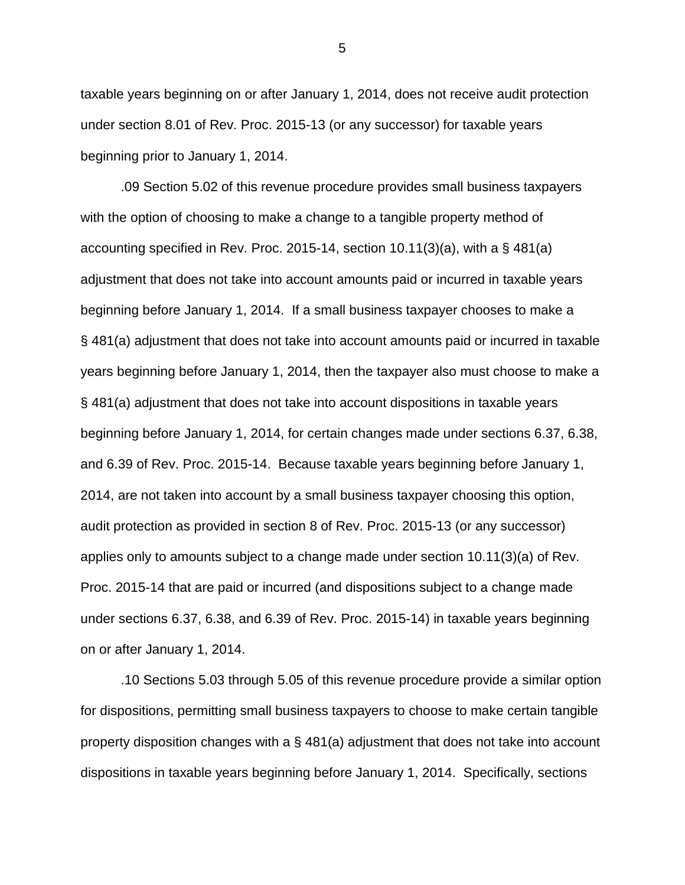taxable years beginning on or after January 1, 2014, does not receive audit protection under section 8.01 of Rev. Proc. 2015-13 (or any successor) for taxable years beginning prior to January 1, 2014.

.09 Section 5.02 of this revenue procedure provides small business taxpayers with the option of choosing to make a change to a tangible property method of accounting specified in Rev. Proc. 2015-14, section 10.11(3)(a), with a § 481(a) adjustment that does not take into account amounts paid or incurred in taxable years beginning before January 1, 2014. If a small business taxpayer chooses to make a § 481(a) adjustment that does not take into account amounts paid or incurred in taxable years beginning before January 1, 2014, then the taxpayer also must choose to make a § 481(a) adjustment that does not take into account dispositions in taxable years beginning before January 1, 2014, for certain changes made under sections 6.37, 6.38, and 6.39 of Rev. Proc. 2015-14. Because taxable years beginning before January 1, 2014, are not taken into account by a small business taxpayer choosing this option, audit protection as provided in section 8 of Rev. Proc. 2015-13 (or any successor) applies only to amounts subject to a change made under section 10.11(3)(a) of Rev. Proc. 2015-14 that are paid or incurred (and dispositions subject to a change made under sections 6.37, 6.38, and 6.39 of Rev. Proc. 2015-14) in taxable years beginning on or after January 1, 2014.

.10 Sections 5.03 through 5.05 of this revenue procedure provide a similar option for dispositions, permitting small business taxpayers to choose to make certain tangible property disposition changes with a § 481(a) adjustment that does not take into account dispositions in taxable years beginning before January 1, 2014. Specifically, sections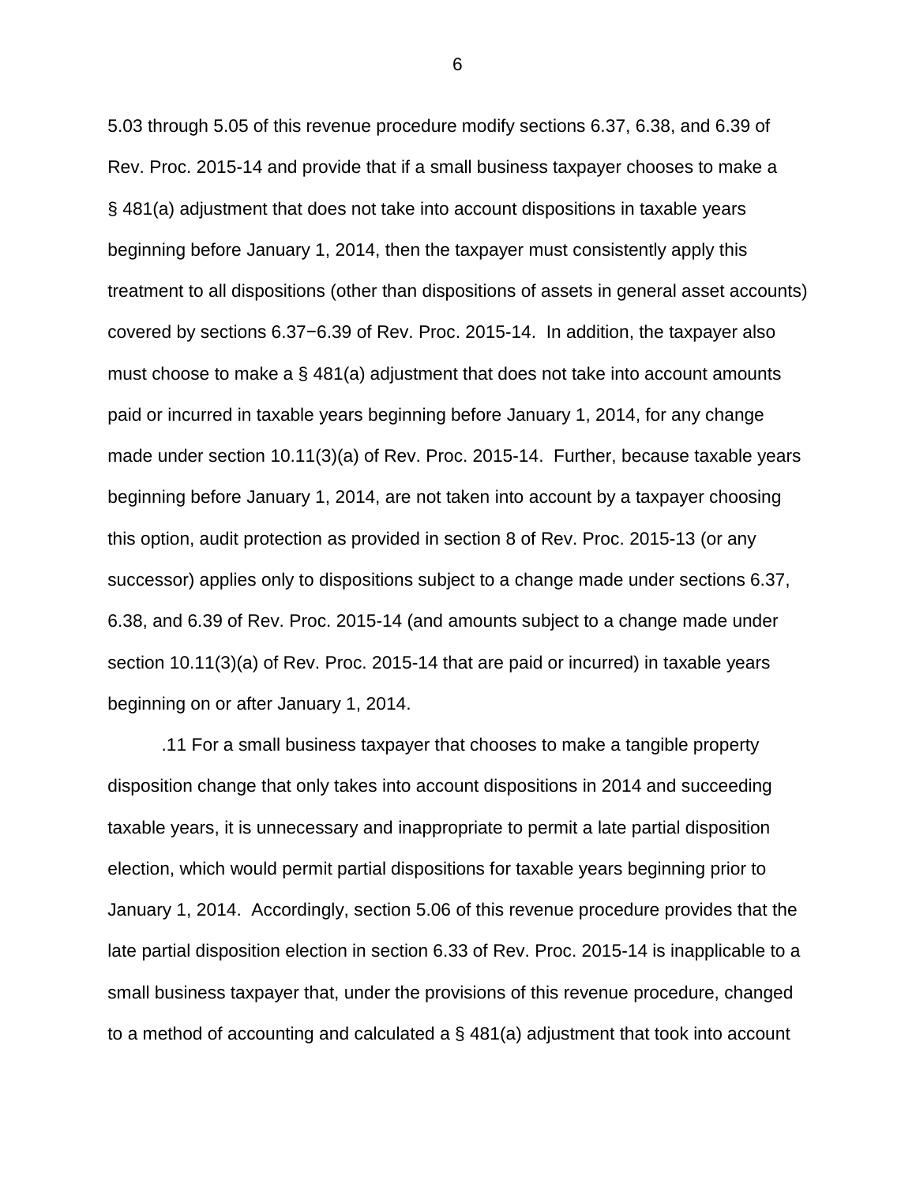5.03 through 5.05 of this revenue procedure modify sections 6.37, 6.38, and 6.39 of Rev. Proc. 2015-14 and provide that if a small business taxpayer chooses to make a § 481(a) adjustment that does not take into account dispositions in taxable years beginning before January 1, 2014, then the taxpayer must consistently apply this treatment to all dispositions (other than dispositions of assets in general asset accounts) covered by sections 6.37−6.39 of Rev. Proc. 2015-14. In addition, the taxpayer also must choose to make a § 481(a) adjustment that does not take into account amounts paid or incurred in taxable years beginning before January 1, 2014, for any change made under section 10.11(3)(a) of Rev. Proc. 2015-14. Further, because taxable years beginning before January 1, 2014, are not taken into account by a taxpayer choosing this option, audit protection as provided in section 8 of Rev. Proc. 2015-13 (or any successor) applies only to dispositions subject to a change made under sections 6.37, 6.38, and 6.39 of Rev. Proc. 2015-14 (and amounts subject to a change made under section 10.11(3)(a) of Rev. Proc. 2015-14 that are paid or incurred) in taxable years beginning on or after January 1, 2014.

.11 For a small business taxpayer that chooses to make a tangible property disposition change that only takes into account dispositions in 2014 and succeeding taxable years, it is unnecessary and inappropriate to permit a late partial disposition election, which would permit partial dispositions for taxable years beginning prior to January 1, 2014. Accordingly, section 5.06 of this revenue procedure provides that the late partial disposition election in section 6.33 of Rev. Proc. 2015-14 is inapplicable to a small business taxpayer that, under the provisions of this revenue procedure, changed to a method of accounting and calculated a § 481(a) adjustment that took into account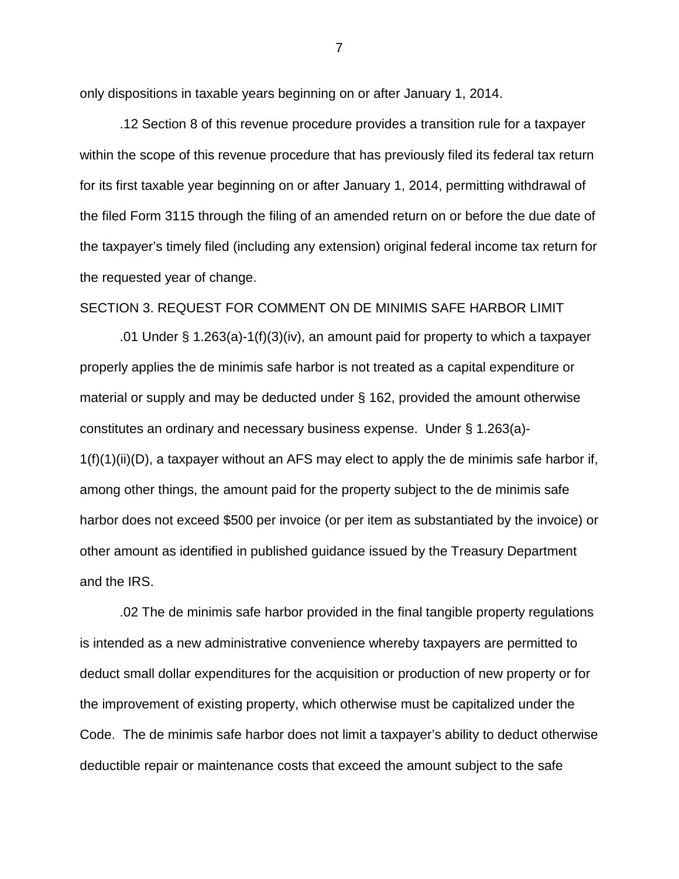only dispositions in taxable years beginning on or after January 1, 2014.

.12 Section 8 of this revenue procedure provides a transition rule for a taxpayer within the scope of this revenue procedure that has previously filed its federal tax return for its first taxable year beginning on or after January 1, 2014, permitting withdrawal of the filed Form 3115 through the filing of an amended return on or before the due date of the taxpayer's timely filed (including any extension) original federal income tax return for the requested year of change.

SECTION 3. REQUEST FOR COMMENT ON DE MINIMIS SAFE HARBOR LIMIT

.01 Under § 1.263(a)-1(f)(3)(iv), an amount paid for property to which a taxpayer properly applies the de minimis safe harbor is not treated as a capital expenditure or material or supply and may be deducted under § 162, provided the amount otherwise constitutes an ordinary and necessary business expense. Under § 1.263(a)-1(f)(1)(ii)(D), a taxpayer without an AFS may elect to apply the de minimis safe harbor if, among other things, the amount paid for the property subject to the de minimis safe harbor does not exceed $500 per invoice (or per item as substantiated by the invoice) or other amount as identified in published guidance issued by the Treasury Department and the IRS.

.02 The de minimis safe harbor provided in the final tangible property regulations is intended as a new administrative convenience whereby taxpayers are permitted to deduct small dollar expenditures for the acquisition or production of new property or for the improvement of existing property, which otherwise must be capitalized under the Code. The de minimis safe harbor does not limit a taxpayer's ability to deduct otherwise deductible repair or maintenance costs that exceed the amount subject to the safe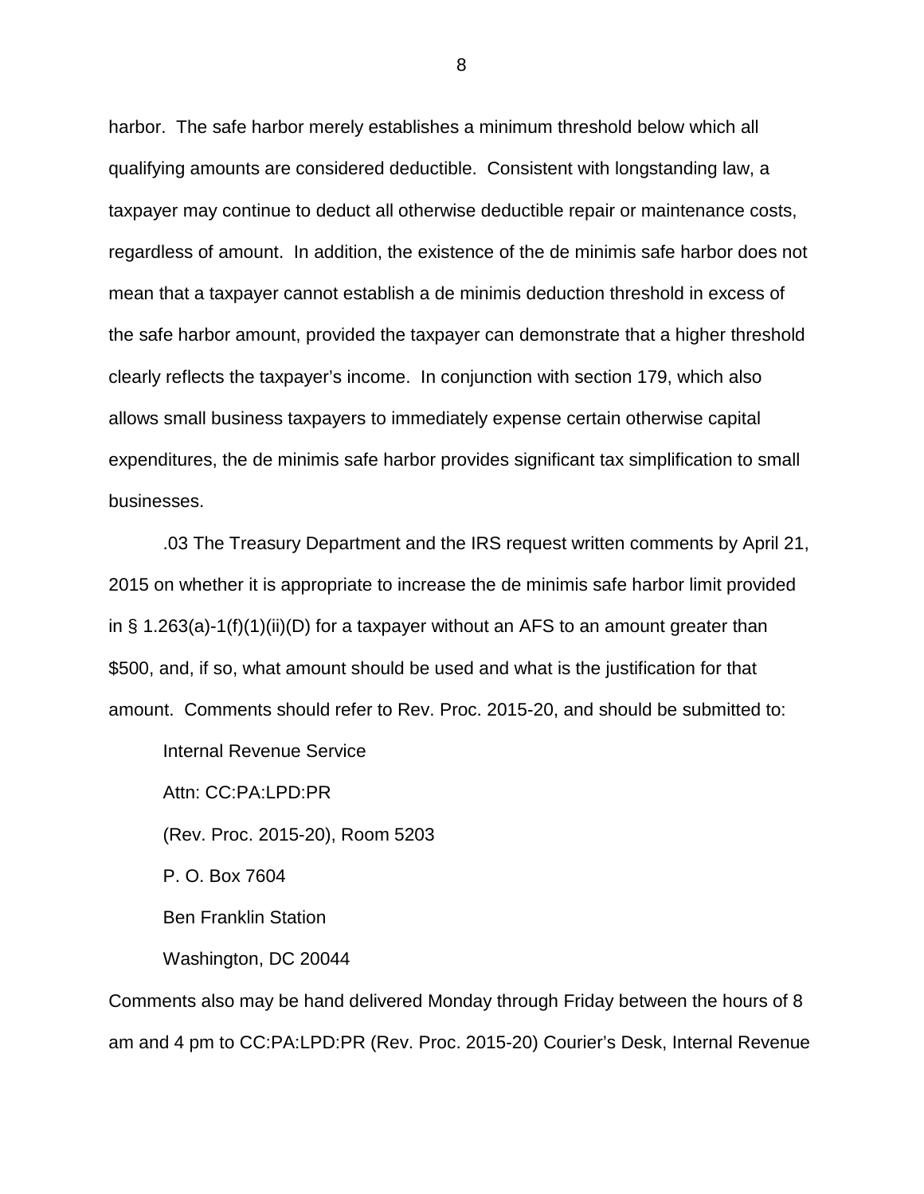harbor. The safe harbor merely establishes a minimum threshold below which all qualifying amounts are considered deductible. Consistent with longstanding law, a taxpayer may continue to deduct all otherwise deductible repair or maintenance costs, regardless of amount. In addition, the existence of the de minimis safe harbor does not mean that a taxpayer cannot establish a de minimis deduction threshold in excess of the safe harbor amount, provided the taxpayer can demonstrate that a higher threshold clearly reflects the taxpayer's income. In conjunction with section 179, which also allows small business taxpayers to immediately expense certain otherwise capital expenditures, the de minimis safe harbor provides significant tax simplification to small businesses.

.03 The Treasury Department and the IRS request written comments by April 21, 2015 on whether it is appropriate to increase the de minimis safe harbor limit provided in § 1.263(a)-1(f)(1)(ii)(D) for a taxpayer without an AFS to an amount greater than $500, and, if so, what amount should be used and what is the justification for that amount. Comments should refer to Rev. Proc. 2015-20, and should be submitted to:

Internal Revenue Service
Attn: CC:PA:LPD:PR
(Rev. Proc. 2015-20), Room 5203
P. O. Box 7604
Ben Franklin Station
Washington, DC 20044

Comments also may be hand delivered Monday through Friday between the hours of 8 am and 4 pm to CC:PA:LPD:PR (Rev. Proc. 2015-20) Courier's Desk, Internal Revenue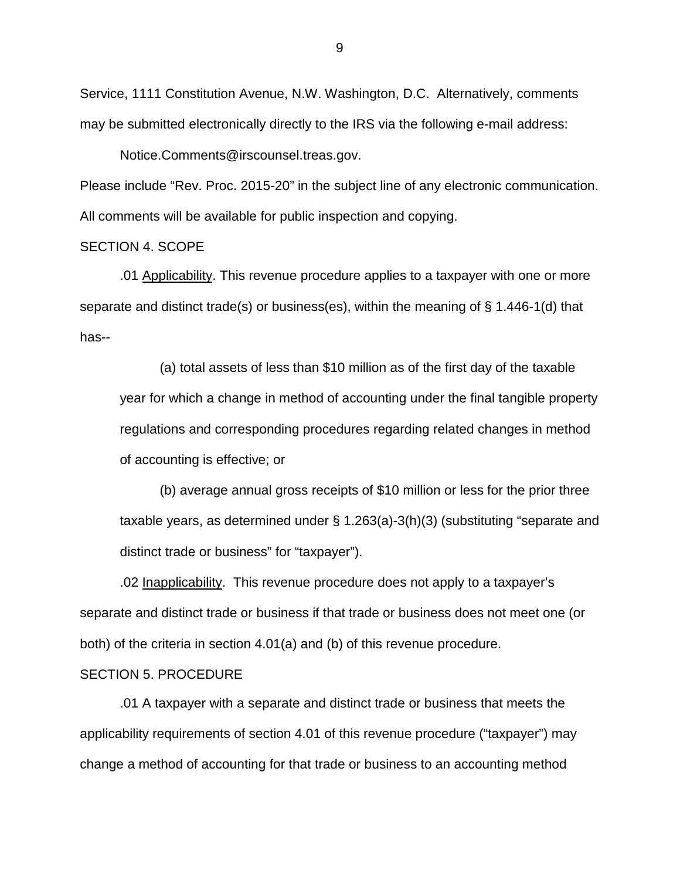Service, 1111 Constitution Avenue, N.W. Washington, D.C. Alternatively, comments may be submitted electronically directly to the IRS via the following e-mail address:

Notice.Comments@irscounsel.treas.gov.

Please include "Rev. Proc. 2015-20" in the subject line of any electronic communication. All comments will be available for public inspection and copying.

SECTION 4. SCOPE

.01 Applicability. This revenue procedure applies to a taxpayer with one or more separate and distinct trade(s) or business(es), within the meaning of § 1.446-1(d) that has--

(a) total assets of less than $10 million as of the first day of the taxable year for which a change in method of accounting under the final tangible property regulations and corresponding procedures regarding related changes in method of accounting is effective; or

(b) average annual gross receipts of $10 million or less for the prior three taxable years, as determined under § 1.263(a)-3(h)(3) (substituting "separate and distinct trade or business" for "taxpayer").

.02 Inapplicability. This revenue procedure does not apply to a taxpayer's separate and distinct trade or business if that trade or business does not meet one (or both) of the criteria in section 4.01(a) and (b) of this revenue procedure.

SECTION 5. PROCEDURE

.01 A taxpayer with a separate and distinct trade or business that meets the applicability requirements of section 4.01 of this revenue procedure ("taxpayer") may change a method of accounting for that trade or business to an accounting method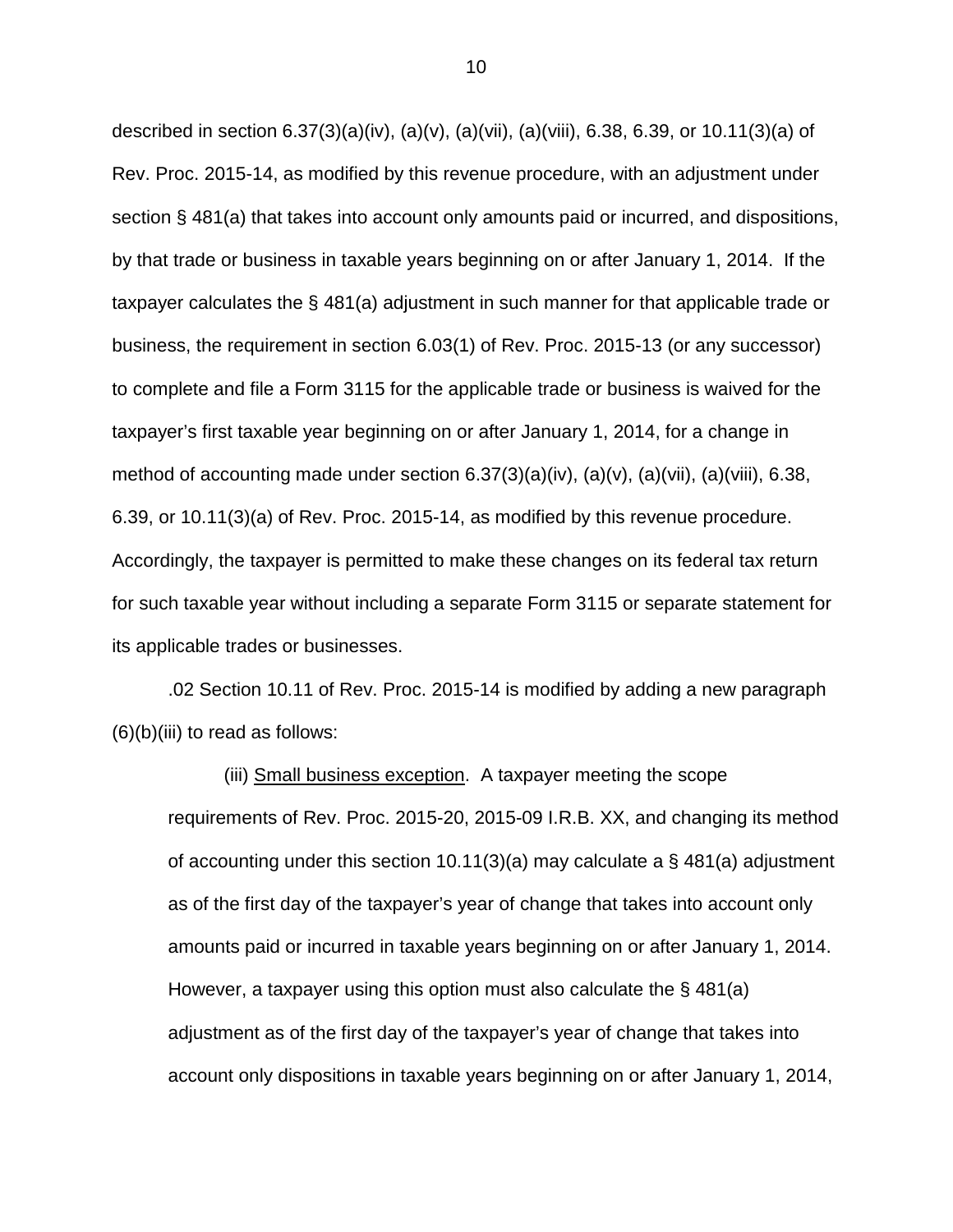described in section 6.37(3)(a)(iv), (a)(v), (a)(vii), (a)(viii), 6.38, 6.39, or 10.11(3)(a) of Rev. Proc. 2015-14, as modified by this revenue procedure, with an adjustment under section § 481(a) that takes into account only amounts paid or incurred, and dispositions, by that trade or business in taxable years beginning on or after January 1, 2014. If the taxpayer calculates the § 481(a) adjustment in such manner for that applicable trade or business, the requirement in section 6.03(1) of Rev. Proc. 2015-13 (or any successor) to complete and file a Form 3115 for the applicable trade or business is waived for the taxpayer's first taxable year beginning on or after January 1, 2014, for a change in method of accounting made under section 6.37(3)(a)(iv), (a)(v), (a)(vii), (a)(viii), 6.38, 6.39, or 10.11(3)(a) of Rev. Proc. 2015-14, as modified by this revenue procedure. Accordingly, the taxpayer is permitted to make these changes on its federal tax return for such taxable year without including a separate Form 3115 or separate statement for its applicable trades or businesses.

.02 Section 10.11 of Rev. Proc. 2015-14 is modified by adding a new paragraph (6)(b)(iii) to read as follows:

> (iii) Small business exception. A taxpayer meeting the scope requirements of Rev. Proc. 2015-20, 2015-09 I.R.B. XX, and changing its method of accounting under this section 10.11(3)(a) may calculate a § 481(a) adjustment as of the first day of the taxpayer's year of change that takes into account only amounts paid or incurred in taxable years beginning on or after January 1, 2014. However, a taxpayer using this option must also calculate the § 481(a) adjustment as of the first day of the taxpayer's year of change that takes into account only dispositions in taxable years beginning on or after January 1, 2014,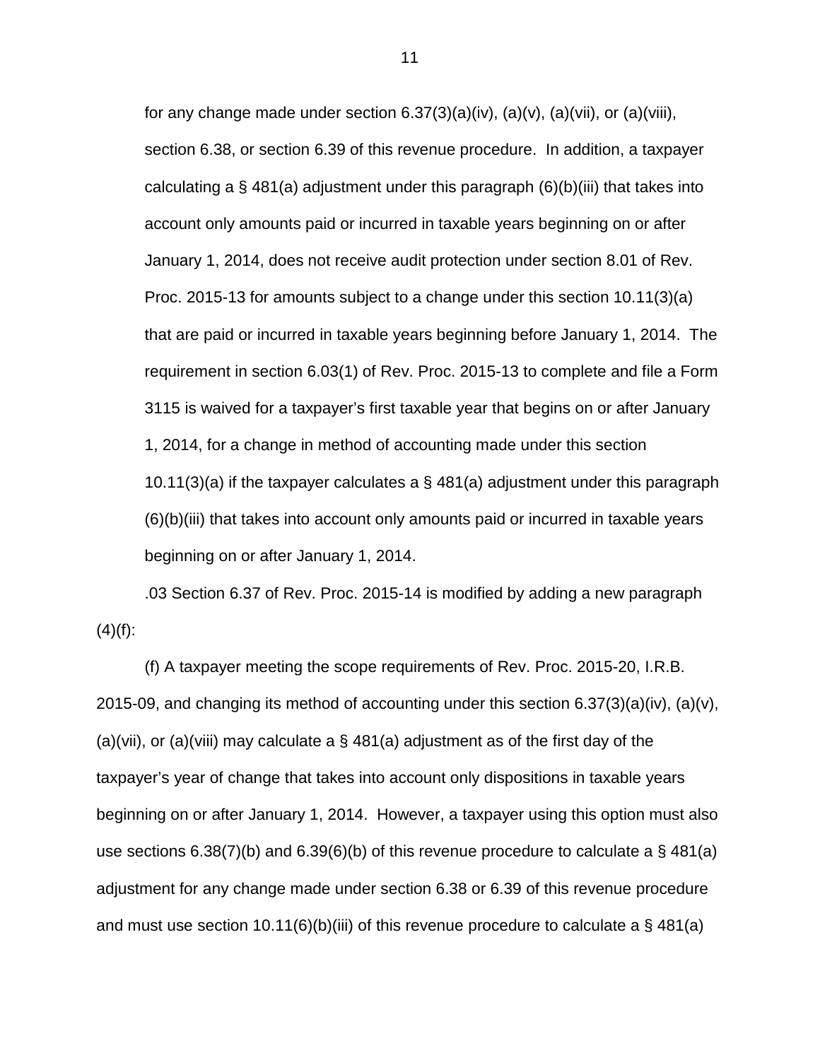for any change made under section 6.37(3)(a)(iv), (a)(v), (a)(vii), or (a)(viii), section 6.38, or section 6.39 of this revenue procedure. In addition, a taxpayer calculating a § 481(a) adjustment under this paragraph (6)(b)(iii) that takes into account only amounts paid or incurred in taxable years beginning on or after January 1, 2014, does not receive audit protection under section 8.01 of Rev. Proc. 2015-13 for amounts subject to a change under this section 10.11(3)(a) that are paid or incurred in taxable years beginning before January 1, 2014. The requirement in section 6.03(1) of Rev. Proc. 2015-13 to complete and file a Form 3115 is waived for a taxpayer's first taxable year that begins on or after January 1, 2014, for a change in method of accounting made under this section 10.11(3)(a) if the taxpayer calculates a § 481(a) adjustment under this paragraph (6)(b)(iii) that takes into account only amounts paid or incurred in taxable years beginning on or after January 1, 2014.

.03 Section 6.37 of Rev. Proc. 2015-14 is modified by adding a new paragraph (4)(f):

(f) A taxpayer meeting the scope requirements of Rev. Proc. 2015-20, I.R.B. 2015-09, and changing its method of accounting under this section 6.37(3)(a)(iv), (a)(v), (a)(vii), or (a)(viii) may calculate a § 481(a) adjustment as of the first day of the taxpayer's year of change that takes into account only dispositions in taxable years beginning on or after January 1, 2014. However, a taxpayer using this option must also use sections 6.38(7)(b) and 6.39(6)(b) of this revenue procedure to calculate a § 481(a) adjustment for any change made under section 6.38 or 6.39 of this revenue procedure and must use section 10.11(6)(b)(iii) of this revenue procedure to calculate a § 481(a)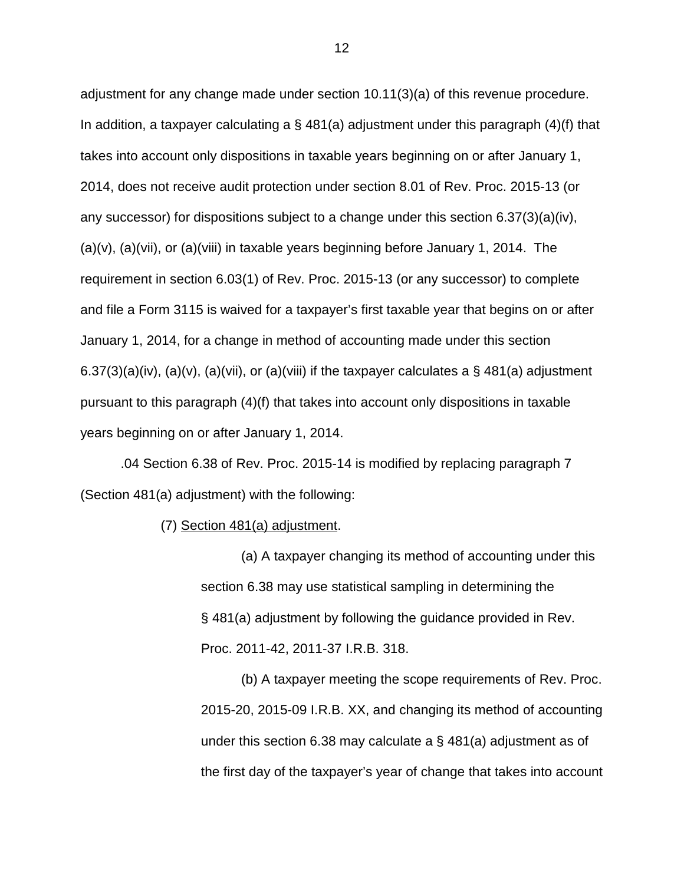adjustment for any change made under section 10.11(3)(a) of this revenue procedure. In addition, a taxpayer calculating a § 481(a) adjustment under this paragraph (4)(f) that takes into account only dispositions in taxable years beginning on or after January 1, 2014, does not receive audit protection under section 8.01 of Rev. Proc. 2015-13 (or any successor) for dispositions subject to a change under this section 6.37(3)(a)(iv), (a)(v), (a)(vii), or (a)(viii) in taxable years beginning before January 1, 2014. The requirement in section 6.03(1) of Rev. Proc. 2015-13 (or any successor) to complete and file a Form 3115 is waived for a taxpayer's first taxable year that begins on or after January 1, 2014, for a change in method of accounting made under this section 6.37(3)(a)(iv), (a)(v), (a)(vii), or (a)(viii) if the taxpayer calculates a § 481(a) adjustment pursuant to this paragraph (4)(f) that takes into account only dispositions in taxable years beginning on or after January 1, 2014.

.04 Section 6.38 of Rev. Proc. 2015-14 is modified by replacing paragraph 7 (Section 481(a) adjustment) with the following:

(7) Section 481(a) adjustment.

(a) A taxpayer changing its method of accounting under this section 6.38 may use statistical sampling in determining the § 481(a) adjustment by following the guidance provided in Rev. Proc. 2011-42, 2011-37 I.R.B. 318.

(b) A taxpayer meeting the scope requirements of Rev. Proc. 2015-20, 2015-09 I.R.B. XX, and changing its method of accounting under this section 6.38 may calculate a § 481(a) adjustment as of the first day of the taxpayer's year of change that takes into account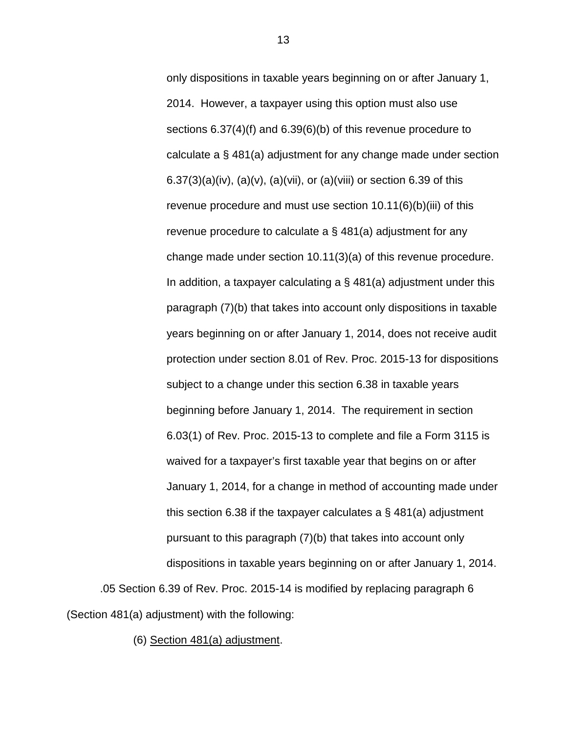only dispositions in taxable years beginning on or after January 1, 2014. However, a taxpayer using this option must also use sections 6.37(4)(f) and 6.39(6)(b) of this revenue procedure to calculate a § 481(a) adjustment for any change made under section 6.37(3)(a)(iv), (a)(v), (a)(vii), or (a)(viii) or section 6.39 of this revenue procedure and must use section 10.11(6)(b)(iii) of this revenue procedure to calculate a § 481(a) adjustment for any change made under section 10.11(3)(a) of this revenue procedure. In addition, a taxpayer calculating a § 481(a) adjustment under this paragraph (7)(b) that takes into account only dispositions in taxable years beginning on or after January 1, 2014, does not receive audit protection under section 8.01 of Rev. Proc. 2015-13 for dispositions subject to a change under this section 6.38 in taxable years beginning before January 1, 2014. The requirement in section 6.03(1) of Rev. Proc. 2015-13 to complete and file a Form 3115 is waived for a taxpayer's first taxable year that begins on or after January 1, 2014, for a change in method of accounting made under this section 6.38 if the taxpayer calculates a § 481(a) adjustment pursuant to this paragraph (7)(b) that takes into account only dispositions in taxable years beginning on or after January 1, 2014.

.05 Section 6.39 of Rev. Proc. 2015-14 is modified by replacing paragraph 6 (Section 481(a) adjustment) with the following:

(6) <u>Section 481(a) adjustment</u>.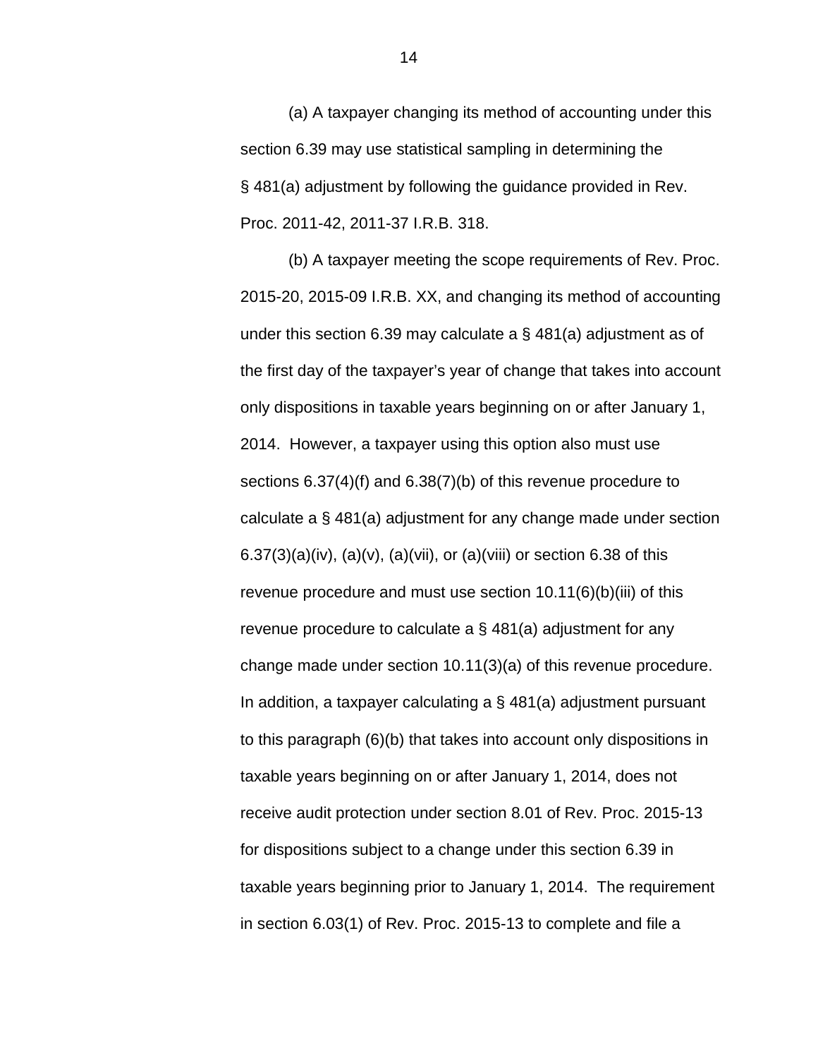(a) A taxpayer changing its method of accounting under this section 6.39 may use statistical sampling in determining the § 481(a) adjustment by following the guidance provided in Rev. Proc. 2011-42, 2011-37 I.R.B. 318.

(b) A taxpayer meeting the scope requirements of Rev. Proc. 2015-20, 2015-09 I.R.B. XX, and changing its method of accounting under this section 6.39 may calculate a § 481(a) adjustment as of the first day of the taxpayer's year of change that takes into account only dispositions in taxable years beginning on or after January 1, 2014. However, a taxpayer using this option also must use sections 6.37(4)(f) and 6.38(7)(b) of this revenue procedure to calculate a § 481(a) adjustment for any change made under section 6.37(3)(a)(iv), (a)(v), (a)(vii), or (a)(viii) or section 6.38 of this revenue procedure and must use section 10.11(6)(b)(iii) of this revenue procedure to calculate a § 481(a) adjustment for any change made under section 10.11(3)(a) of this revenue procedure. In addition, a taxpayer calculating a § 481(a) adjustment pursuant to this paragraph (6)(b) that takes into account only dispositions in taxable years beginning on or after January 1, 2014, does not receive audit protection under section 8.01 of Rev. Proc. 2015-13 for dispositions subject to a change under this section 6.39 in taxable years beginning prior to January 1, 2014. The requirement in section 6.03(1) of Rev. Proc. 2015-13 to complete and file a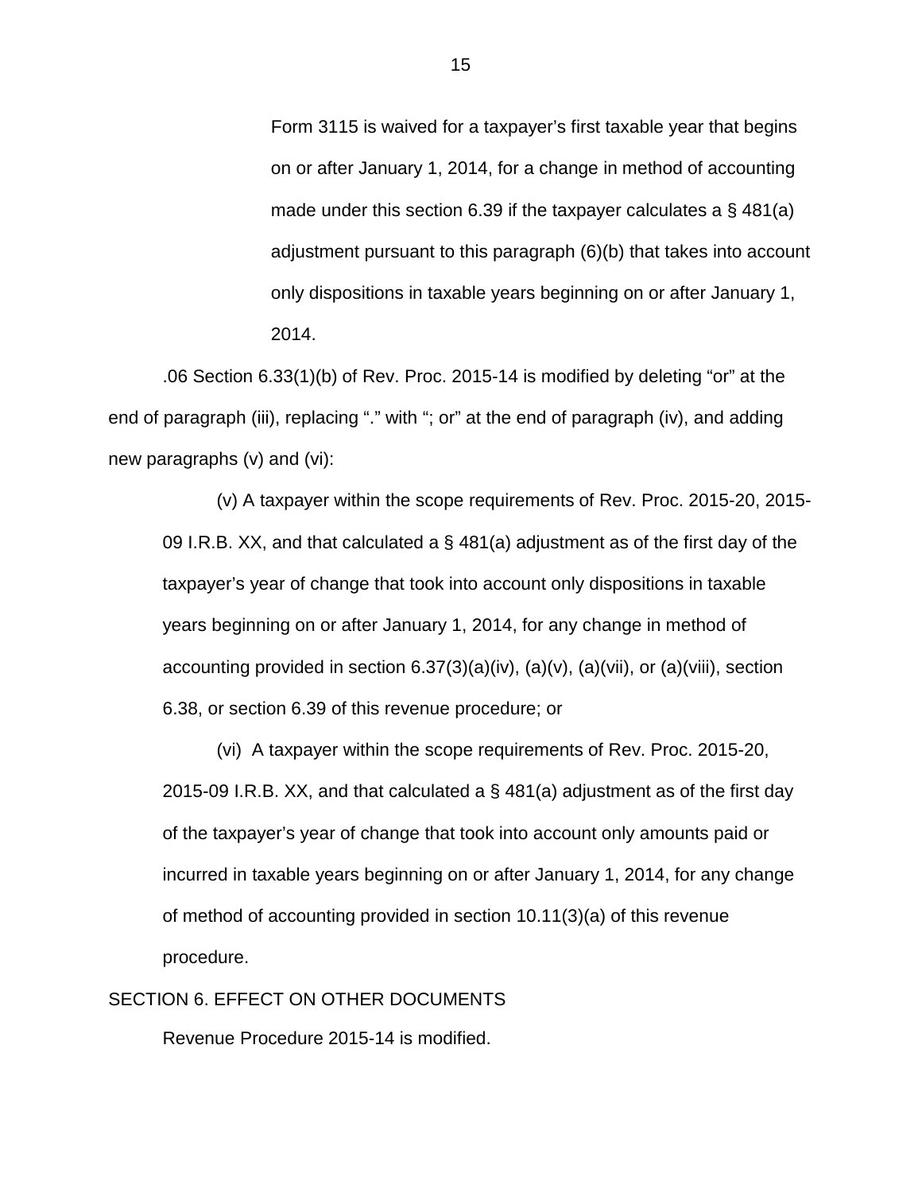Form 3115 is waived for a taxpayer's first taxable year that begins on or after January 1, 2014, for a change in method of accounting made under this section 6.39 if the taxpayer calculates a § 481(a) adjustment pursuant to this paragraph (6)(b) that takes into account only dispositions in taxable years beginning on or after January 1, 2014.

.06 Section 6.33(1)(b) of Rev. Proc. 2015-14 is modified by deleting "or" at the end of paragraph (iii), replacing "." with "; or" at the end of paragraph (iv), and adding new paragraphs (v) and (vi):

(v) A taxpayer within the scope requirements of Rev. Proc. 2015-20, 2015-09 I.R.B. XX, and that calculated a § 481(a) adjustment as of the first day of the taxpayer's year of change that took into account only dispositions in taxable years beginning on or after January 1, 2014, for any change in method of accounting provided in section 6.37(3)(a)(iv), (a)(v), (a)(vii), or (a)(viii), section 6.38, or section 6.39 of this revenue procedure; or

(vi) A taxpayer within the scope requirements of Rev. Proc. 2015-20, 2015-09 I.R.B. XX, and that calculated a § 481(a) adjustment as of the first day of the taxpayer's year of change that took into account only amounts paid or incurred in taxable years beginning on or after January 1, 2014, for any change of method of accounting provided in section 10.11(3)(a) of this revenue procedure.

SECTION 6. EFFECT ON OTHER DOCUMENTS

Revenue Procedure 2015-14 is modified.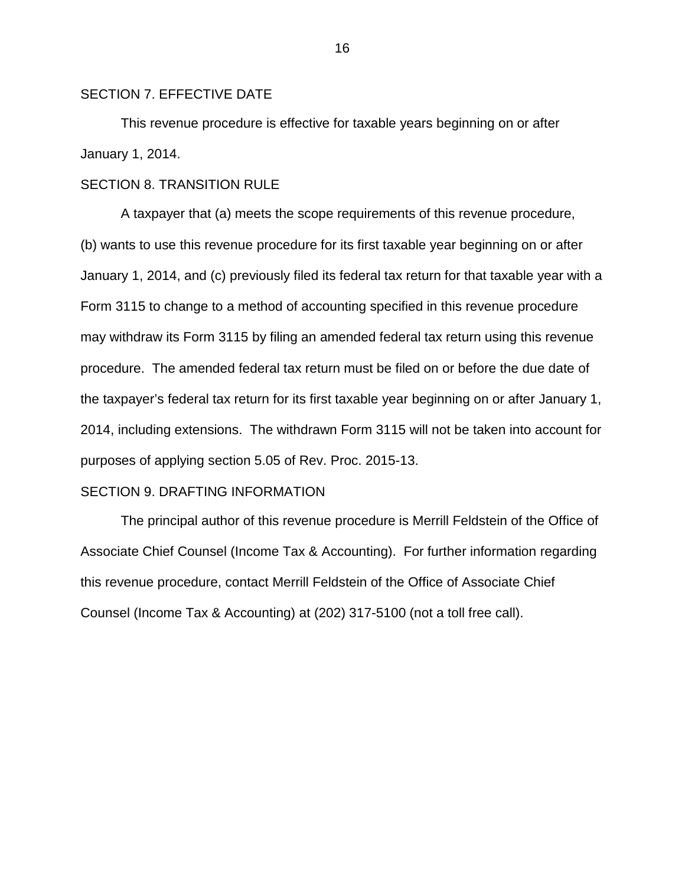## SECTION 7. EFFECTIVE DATE

This revenue procedure is effective for taxable years beginning on or after January 1, 2014.

## SECTION 8. TRANSITION RULE

A taxpayer that (a) meets the scope requirements of this revenue procedure, (b) wants to use this revenue procedure for its first taxable year beginning on or after January 1, 2014, and (c) previously filed its federal tax return for that taxable year with a Form 3115 to change to a method of accounting specified in this revenue procedure may withdraw its Form 3115 by filing an amended federal tax return using this revenue procedure. The amended federal tax return must be filed on or before the due date of the taxpayer's federal tax return for its first taxable year beginning on or after January 1, 2014, including extensions. The withdrawn Form 3115 will not be taken into account for purposes of applying section 5.05 of Rev. Proc. 2015-13.

## SECTION 9. DRAFTING INFORMATION

The principal author of this revenue procedure is Merrill Feldstein of the Office of Associate Chief Counsel (Income Tax & Accounting). For further information regarding this revenue procedure, contact Merrill Feldstein of the Office of Associate Chief Counsel (Income Tax & Accounting) at (202) 317-5100 (not a toll free call).